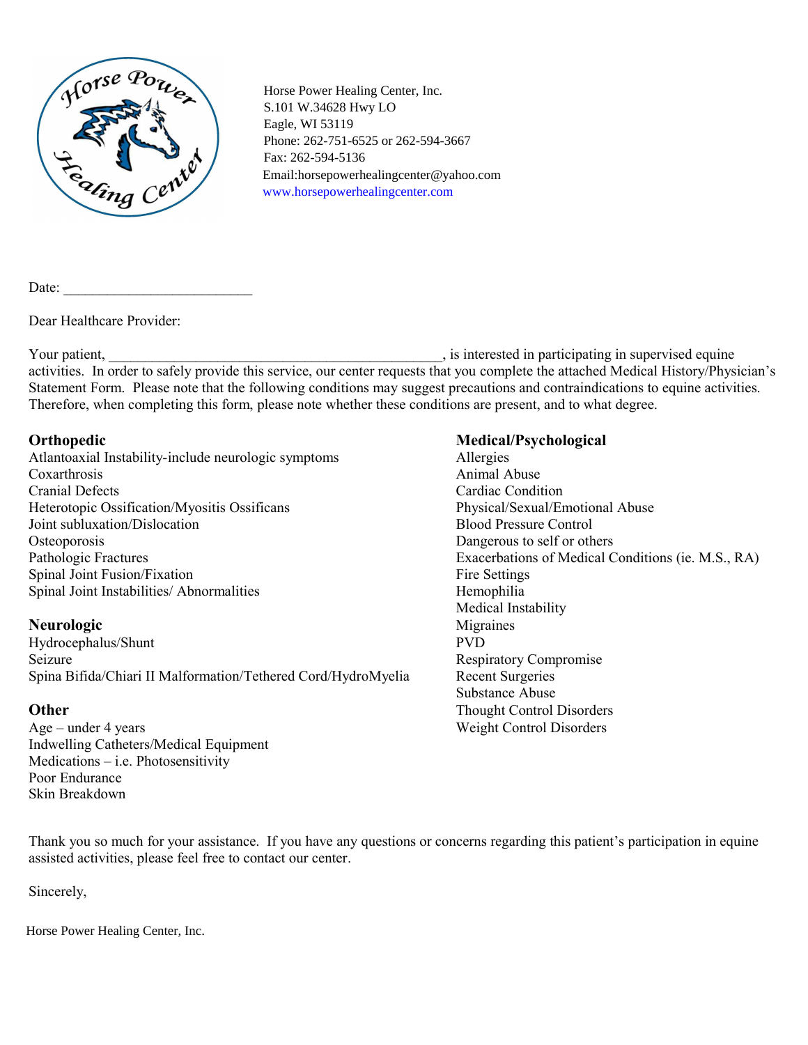Horse Power Healing Center, Inc.
S.101 W.34628 Hwy LO
Eagle, WI 53119
Phone: 262-751-6525 or 262-594-3667
Fax: 262-594-5136
Email:horsepowerhealingcenter@yahoo.com
www.horsepowerhealingcenter.com

Date: ___________________________

Dear Healthcare Provider:

Your patient, _________________________________________________, is interested in participating in supervised equine activities. In order to safely provide this service, our center requests that you complete the attached Medical History/Physician's Statement Form. Please note that the following conditions may suggest precautions and contraindications to equine activities. Therefore, when completing this form, please note whether these conditions are present, and to what degree.

**Orthopedic**
Atlantoaxial Instability-include neurologic symptoms
Coxarthrosis
Cranial Defects
Heterotopic Ossification/Myositis Ossificans
Joint subluxation/Dislocation
Osteoporosis
Pathologic Fractures
Spinal Joint Fusion/Fixation
Spinal Joint Instabilities/ Abnormalities

**Neurologic**
Hydrocephalus/Shunt
Seizure
Spina Bifida/Chiari II Malformation/Tethered Cord/HydroMyelia

**Other**
Age – under 4 years
Indwelling Catheters/Medical Equipment
Medications – i.e. Photosensitivity
Poor Endurance
Skin Breakdown

**Medical/Psychological**
Allergies
Animal Abuse
Cardiac Condition
Physical/Sexual/Emotional Abuse
Blood Pressure Control
Dangerous to self or others
Exacerbations of Medical Conditions (ie. M.S., RA)
Fire Settings
Hemophilia
Medical Instability
Migraines
PVD
Respiratory Compromise
Recent Surgeries
Substance Abuse
Thought Control Disorders
Weight Control Disorders

Thank you so much for your assistance. If you have any questions or concerns regarding this patient's participation in equine assisted activities, please feel free to contact our center.

Sincerely,

Horse Power Healing Center, Inc.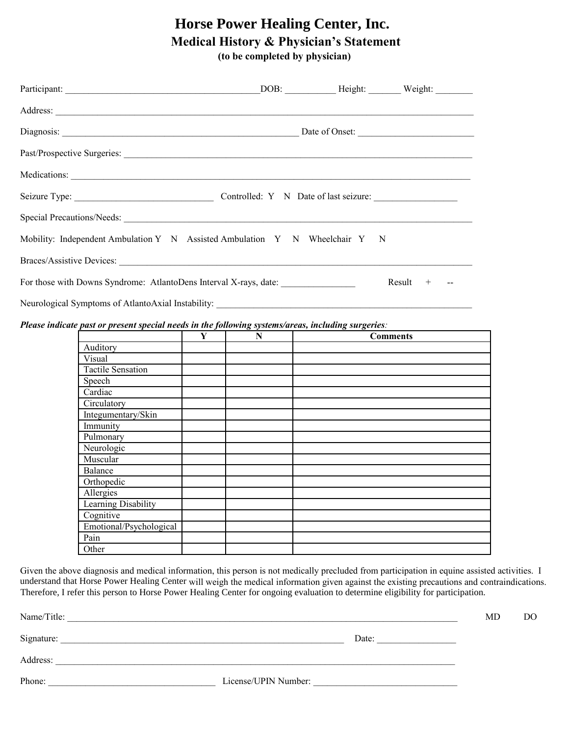# Horse Power Healing Center, Inc.

## Medical History & Physician's Statement

**(to be completed by physician)**

Participant: ________________________________________DOB: __________ Height: _______ Weight: ________

Address: ______________________________________________________________________________________

Diagnosis: ________________________________________________ Date of Onset: ________________________

Past/Prospective Surgeries: ______________________________________________________________________

Medications: _________________________________________________________________________________

Seizure Type: ______________________________ Controlled: Y N Date of last seizure: __________________

Special Precautions/Needs: ______________________________________________________________________

Mobility: Independent Ambulation Y N Assisted Ambulation Y N Wheelchair Y N

Braces/Assistive Devices: ______________________________________________________________________

For those with Downs Syndrome: AtlantoDens Interval X-rays, date: _______________ Result + --

Neurological Symptoms of AtlantoAxial Instability: _____________________________________________________

***Please indicate past or present special needs in the following systems/areas, including surgeries:***

| | Y | N | Comments |
|---|---|---|---|
| Auditory | | | |
| Visual | | | |
| Tactile Sensation | | | |
| Speech | | | |
| Cardiac | | | |
| Circulatory | | | |
| Integumentary/Skin | | | |
| Immunity | | | |
| Pulmonary | | | |
| Neurologic | | | |
| Muscular | | | |
| Balance | | | |
| Orthopedic | | | |
| Allergies | | | |
| Learning Disability | | | |
| Cognitive | | | |
| Emotional/Psychological | | | |
| Pain | | | |
| Other | | | |

Given the above diagnosis and medical information, this person is not medically precluded from participation in equine assisted activities. I understand that Horse Power Healing Center will weigh the medical information given against the existing precautions and contraindications. Therefore, I refer this person to Horse Power Healing Center for ongoing evaluation to determine eligibility for participation.

Name/Title: ______________________________________________________________________________ MD DO

Signature: ___________________________________________________________ Date: ________________

Address: _____________________________________________________________________________________

Phone: ___________________________________ License/UPIN Number: _______________________________